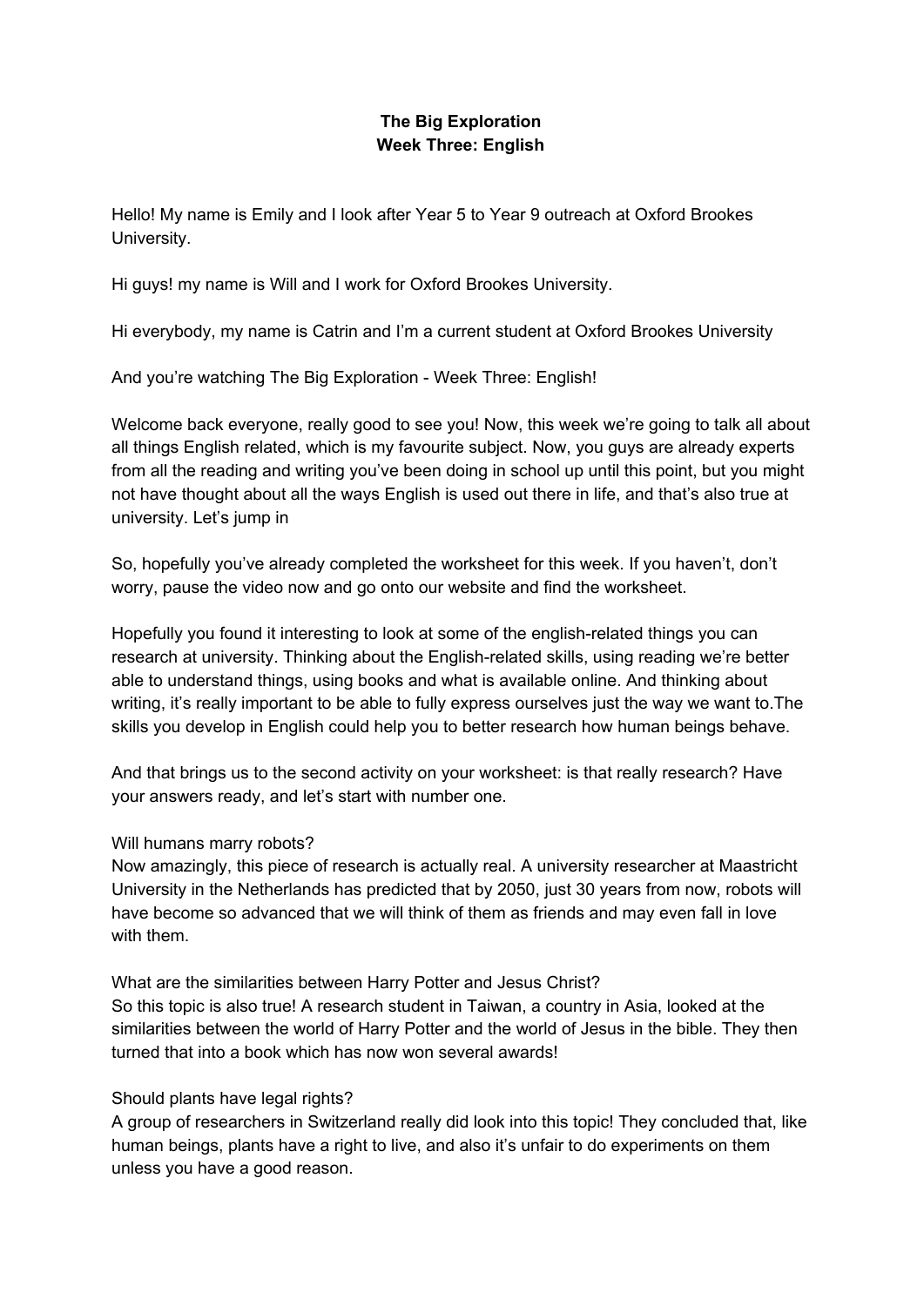**The Big Exploration**
**Week Three: English**

Hello! My name is Emily and I look after Year 5 to Year 9 outreach at Oxford Brookes University.

Hi guys! my name is Will and I work for Oxford Brookes University.

Hi everybody, my name is Catrin and I'm a current student at Oxford Brookes University

And you're watching The Big Exploration - Week Three: English!

Welcome back everyone, really good to see you! Now, this week we're going to talk all about all things English related, which is my favourite subject. Now, you guys are already experts from all the reading and writing you've been doing in school up until this point, but you might not have thought about all the ways English is used out there in life, and that's also true at university. Let's jump in

So, hopefully you've already completed the worksheet for this week. If you haven't, don't worry, pause the video now and go onto our website and find the worksheet.

Hopefully you found it interesting to look at some of the english-related things you can research at university. Thinking about the English-related skills, using reading we're better able to understand things, using books and what is available online. And thinking about writing, it's really important to be able to fully express ourselves just the way we want to.The skills you develop in English could help you to better research how human beings behave.

And that brings us to the second activity on your worksheet: is that really research? Have your answers ready, and let's start with number one.

Will humans marry robots?
Now amazingly, this piece of research is actually real. A university researcher at Maastricht University in the Netherlands has predicted that by 2050, just 30 years from now, robots will have become so advanced that we will think of them as friends and may even fall in love with them.

What are the similarities between Harry Potter and Jesus Christ?
So this topic is also true! A research student in Taiwan, a country in Asia, looked at the similarities between the world of Harry Potter and the world of Jesus in the bible. They then turned that into a book which has now won several awards!

Should plants have legal rights?
A group of researchers in Switzerland really did look into this topic! They concluded that, like human beings, plants have a right to live, and also it's unfair to do experiments on them unless you have a good reason.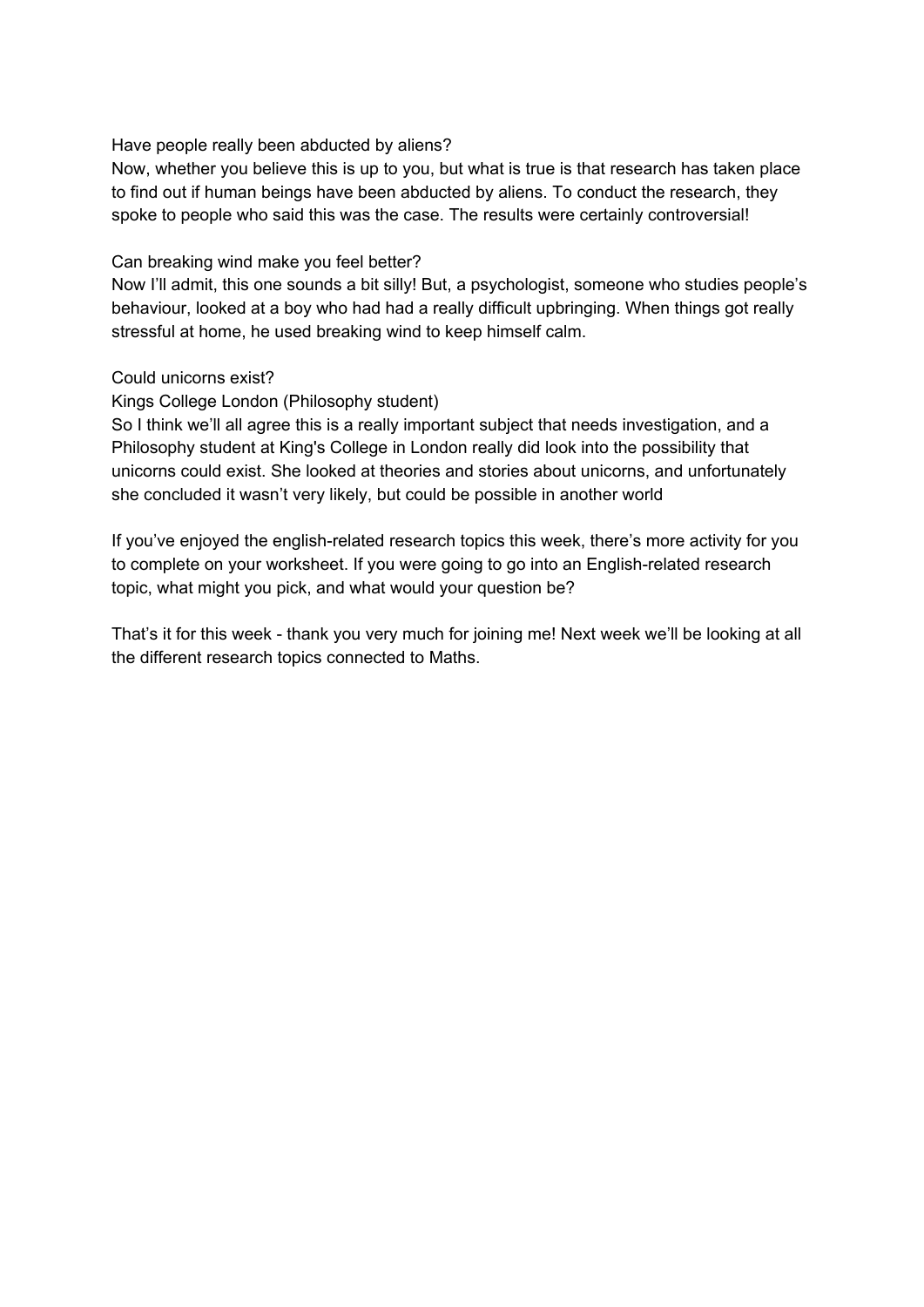Have people really been abducted by aliens?
Now, whether you believe this is up to you, but what is true is that research has taken place to find out if human beings have been abducted by aliens. To conduct the research, they spoke to people who said this was the case. The results were certainly controversial!

Can breaking wind make you feel better?
Now I'll admit, this one sounds a bit silly! But, a psychologist, someone who studies people's behaviour, looked at a boy who had had a really difficult upbringing. When things got really stressful at home, he used breaking wind to keep himself calm.

Could unicorns exist?
Kings College London (Philosophy student)
So I think we'll all agree this is a really important subject that needs investigation, and a Philosophy student at King's College in London really did look into the possibility that unicorns could exist. She looked at theories and stories about unicorns, and unfortunately she concluded it wasn't very likely, but could be possible in another world

If you've enjoyed the english-related research topics this week, there's more activity for you to complete on your worksheet. If you were going to go into an English-related research topic, what might you pick, and what would your question be?

That's it for this week - thank you very much for joining me! Next week we'll be looking at all the different research topics connected to Maths.